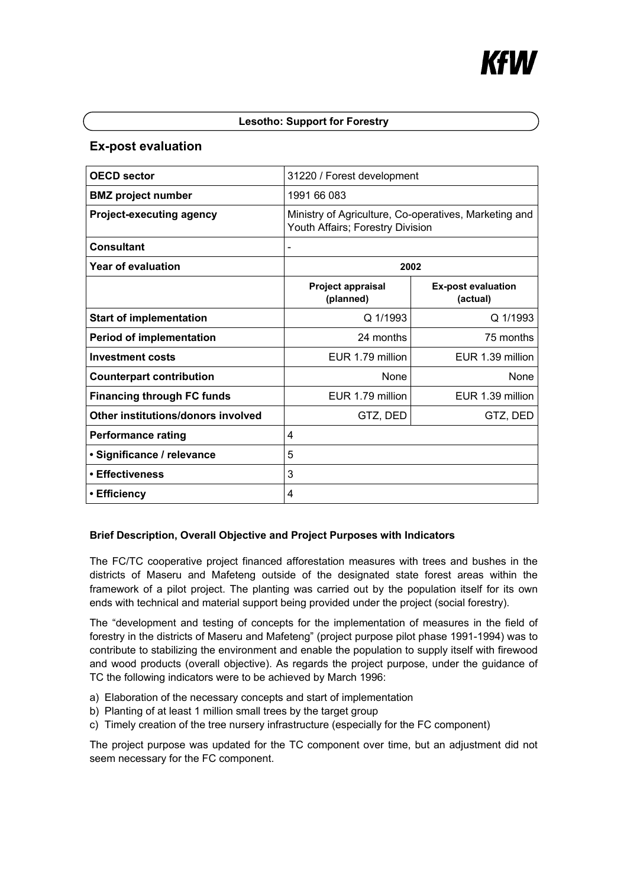KfW

**Lesotho: Support for Forestry**

## Ex-post evaluation

| OECD sector | 31220 / Forest development | |
|---|---|---|
| BMZ project number | 1991 66 083 | |
| Project-executing agency | Ministry of Agriculture, Co-operatives, Marketing and Youth Affairs; Forestry Division | |
| Consultant | - | |
| Year of evaluation | 2002 | |
| | **Project appraisal (planned)** | **Ex-post evaluation (actual)** |
| **Start of implementation** | Q 1/1993 | Q 1/1993 |
| **Period of implementation** | 24 months | 75 months |
| **Investment costs** | EUR 1.79 million | EUR 1.39 million |
| **Counterpart contribution** | None | None |
| **Financing through FC funds** | EUR 1.79 million | EUR 1.39 million |
| **Other institutions/donors involved** | GTZ, DED | GTZ, DED |
| **Performance rating** | 4 | |
| **• Significance / relevance** | 5 | |
| **• Effectiveness** | 3 | |
| **• Efficiency** | 4 | |

**Brief Description, Overall Objective and Project Purposes with Indicators**

The FC/TC cooperative project financed afforestation measures with trees and bushes in the districts of Maseru and Mafeteng outside of the designated state forest areas within the framework of a pilot project. The planting was carried out by the population itself for its own ends with technical and material support being provided under the project (social forestry).

The "development and testing of concepts for the implementation of measures in the field of forestry in the districts of Maseru and Mafeteng" (project purpose pilot phase 1991-1994) was to contribute to stabilizing the environment and enable the population to supply itself with firewood and wood products (overall objective). As regards the project purpose, under the guidance of TC the following indicators were to be achieved by March 1996:

a) Elaboration of the necessary concepts and start of implementation
b) Planting of at least 1 million small trees by the target group
c) Timely creation of the tree nursery infrastructure (especially for the FC component)

The project purpose was updated for the TC component over time, but an adjustment did not seem necessary for the FC component.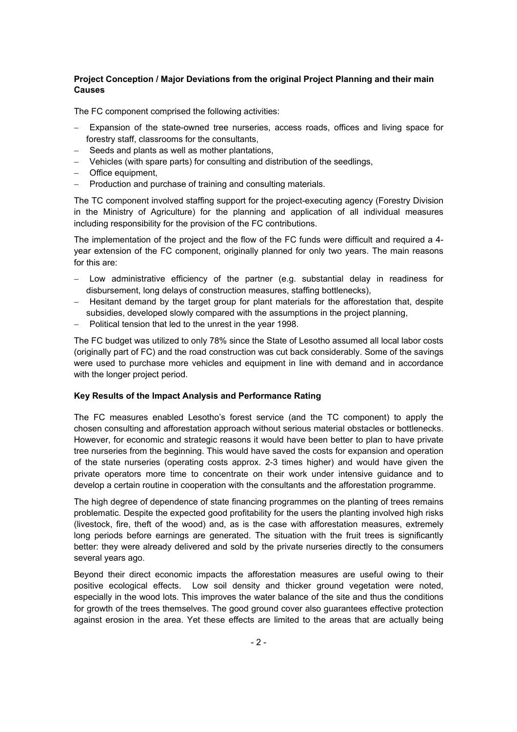**Project Conception / Major Deviations from the original Project Planning and their main Causes**

The FC component comprised the following activities:

- Expansion of the state-owned tree nurseries, access roads, offices and living space for forestry staff, classrooms for the consultants,
- Seeds and plants as well as mother plantations,
- Vehicles (with spare parts) for consulting and distribution of the seedlings,
- Office equipment,
- Production and purchase of training and consulting materials.

The TC component involved staffing support for the project-executing agency (Forestry Division in the Ministry of Agriculture) for the planning and application of all individual measures including responsibility for the provision of the FC contributions.

The implementation of the project and the flow of the FC funds were difficult and required a 4-year extension of the FC component, originally planned for only two years. The main reasons for this are:

- Low administrative efficiency of the partner (e.g. substantial delay in readiness for disbursement, long delays of construction measures, staffing bottlenecks),
- Hesitant demand by the target group for plant materials for the afforestation that, despite subsidies, developed slowly compared with the assumptions in the project planning,
- Political tension that led to the unrest in the year 1998.

The FC budget was utilized to only 78% since the State of Lesotho assumed all local labor costs (originally part of FC) and the road construction was cut back considerably. Some of the savings were used to purchase more vehicles and equipment in line with demand and in accordance with the longer project period.

**Key Results of the Impact Analysis and Performance Rating**

The FC measures enabled Lesotho's forest service (and the TC component) to apply the chosen consulting and afforestation approach without serious material obstacles or bottlenecks. However, for economic and strategic reasons it would have been better to plan to have private tree nurseries from the beginning. This would have saved the costs for expansion and operation of the state nurseries (operating costs approx. 2-3 times higher) and would have given the private operators more time to concentrate on their work under intensive guidance and to develop a certain routine in cooperation with the consultants and the afforestation programme.

The high degree of dependence of state financing programmes on the planting of trees remains problematic. Despite the expected good profitability for the users the planting involved high risks (livestock, fire, theft of the wood) and, as is the case with afforestation measures, extremely long periods before earnings are generated. The situation with the fruit trees is significantly better: they were already delivered and sold by the private nurseries directly to the consumers several years ago.

Beyond their direct economic impacts the afforestation measures are useful owing to their positive ecological effects. Low soil density and thicker ground vegetation were noted, especially in the wood lots. This improves the water balance of the site and thus the conditions for growth of the trees themselves. The good ground cover also guarantees effective protection against erosion in the area. Yet these effects are limited to the areas that are actually being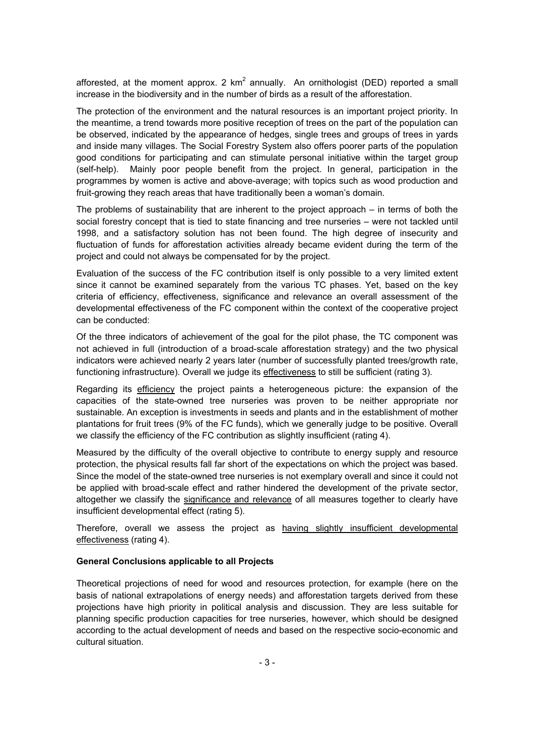afforested, at the moment approx. 2 $km^2$ annually. An ornithologist (DED) reported a small increase in the biodiversity and in the number of birds as a result of the afforestation.

The protection of the environment and the natural resources is an important project priority. In the meantime, a trend towards more positive reception of trees on the part of the population can be observed, indicated by the appearance of hedges, single trees and groups of trees in yards and inside many villages. The Social Forestry System also offers poorer parts of the population good conditions for participating and can stimulate personal initiative within the target group (self-help). Mainly poor people benefit from the project. In general, participation in the programmes by women is active and above-average; with topics such as wood production and fruit-growing they reach areas that have traditionally been a woman's domain.

The problems of sustainability that are inherent to the project approach – in terms of both the social forestry concept that is tied to state financing and tree nurseries – were not tackled until 1998, and a satisfactory solution has not been found. The high degree of insecurity and fluctuation of funds for afforestation activities already became evident during the term of the project and could not always be compensated for by the project.

Evaluation of the success of the FC contribution itself is only possible to a very limited extent since it cannot be examined separately from the various TC phases. Yet, based on the key criteria of efficiency, effectiveness, significance and relevance an overall assessment of the developmental effectiveness of the FC component within the context of the cooperative project can be conducted:

Of the three indicators of achievement of the goal for the pilot phase, the TC component was not achieved in full (introduction of a broad-scale afforestation strategy) and the two physical indicators were achieved nearly 2 years later (number of successfully planted trees/growth rate, functioning infrastructure). Overall we judge its effectiveness to still be sufficient (rating 3).

Regarding its efficiency the project paints a heterogeneous picture: the expansion of the capacities of the state-owned tree nurseries was proven to be neither appropriate nor sustainable. An exception is investments in seeds and plants and in the establishment of mother plantations for fruit trees (9% of the FC funds), which we generally judge to be positive. Overall we classify the efficiency of the FC contribution as slightly insufficient (rating 4).

Measured by the difficulty of the overall objective to contribute to energy supply and resource protection, the physical results fall far short of the expectations on which the project was based. Since the model of the state-owned tree nurseries is not exemplary overall and since it could not be applied with broad-scale effect and rather hindered the development of the private sector, altogether we classify the significance and relevance of all measures together to clearly have insufficient developmental effect (rating 5).

Therefore, overall we assess the project as having slightly insufficient developmental effectiveness (rating 4).

**General Conclusions applicable to all Projects**

Theoretical projections of need for wood and resources protection, for example (here on the basis of national extrapolations of energy needs) and afforestation targets derived from these projections have high priority in political analysis and discussion. They are less suitable for planning specific production capacities for tree nurseries, however, which should be designed according to the actual development of needs and based on the respective socio-economic and cultural situation.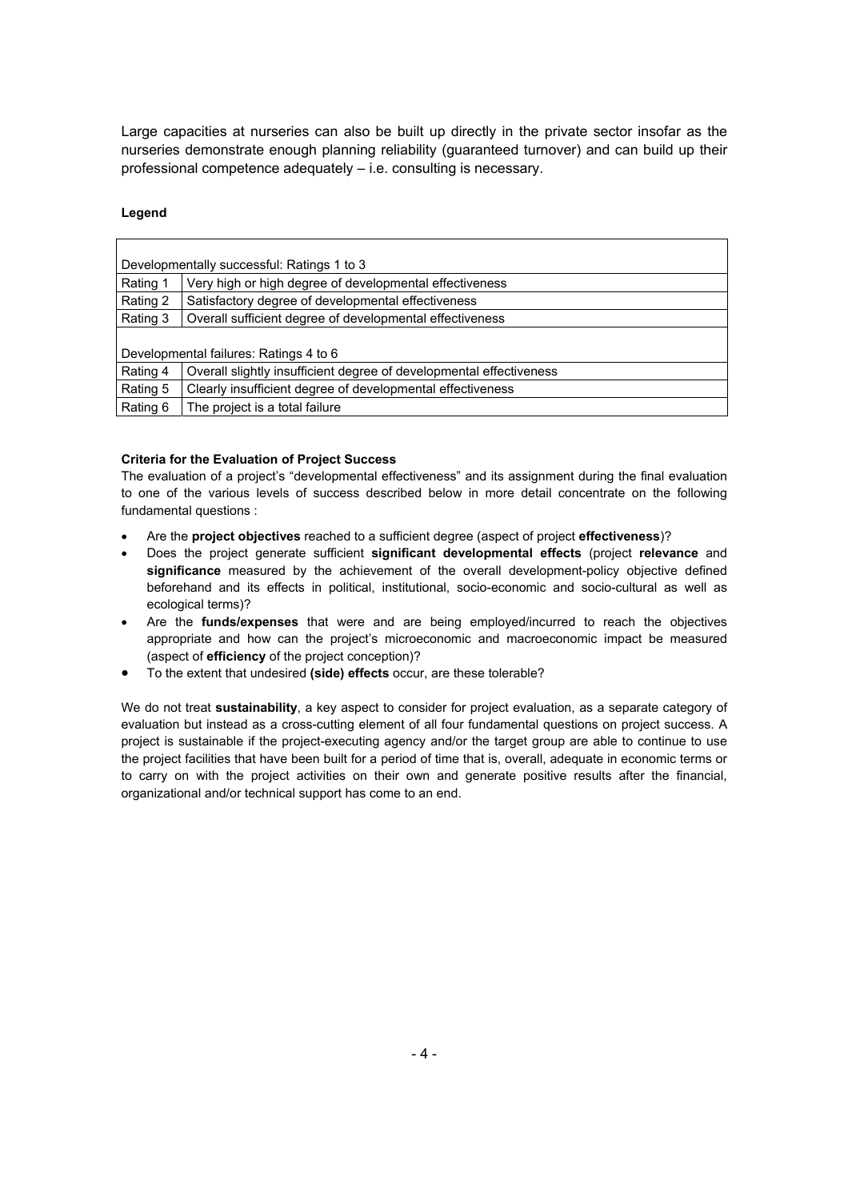Large capacities at nurseries can also be built up directly in the private sector insofar as the nurseries demonstrate enough planning reliability (guaranteed turnover) and can build up their professional competence adequately – i.e. consulting is necessary.

**Legend**

| | |
|---|---|
| Developmentally successful: Ratings 1 to 3 | |
| Rating 1 | Very high or high degree of developmental effectiveness |
| Rating 2 | Satisfactory degree of developmental effectiveness |
| Rating 3 | Overall sufficient degree of developmental effectiveness |
| Developmental failures: Ratings 4 to 6 | |
| Rating 4 | Overall slightly insufficient degree of developmental effectiveness |
| Rating 5 | Clearly insufficient degree of developmental effectiveness |
| Rating 6 | The project is a total failure |

**Criteria for the Evaluation of Project Success**

The evaluation of a project's "developmental effectiveness" and its assignment during the final evaluation to one of the various levels of success described below in more detail concentrate on the following fundamental questions :

- Are the **project objectives** reached to a sufficient degree (aspect of project **effectiveness**)?
- Does the project generate sufficient **significant developmental effects** (project **relevance** and **significance** measured by the achievement of the overall development-policy objective defined beforehand and its effects in political, institutional, socio-economic and socio-cultural as well as ecological terms)?
- Are the **funds/expenses** that were and are being employed/incurred to reach the objectives appropriate and how can the project's microeconomic and macroeconomic impact be measured (aspect of **efficiency** of the project conception)?
- To the extent that undesired **(side) effects** occur, are these tolerable?

We do not treat **sustainability**, a key aspect to consider for project evaluation, as a separate category of evaluation but instead as a cross-cutting element of all four fundamental questions on project success. A project is sustainable if the project-executing agency and/or the target group are able to continue to use the project facilities that have been built for a period of time that is, overall, adequate in economic terms or to carry on with the project activities on their own and generate positive results after the financial, organizational and/or technical support has come to an end.